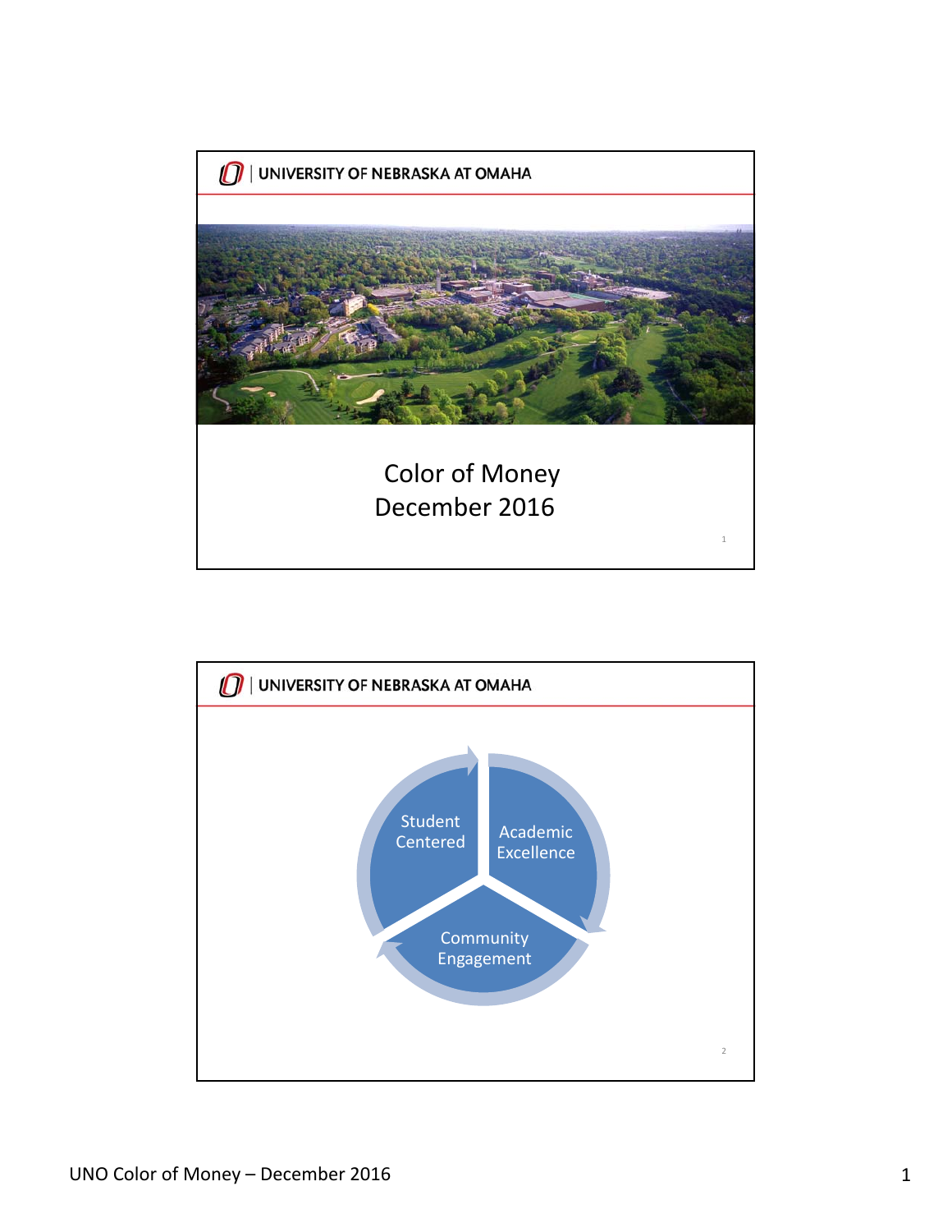UNIVERSITY OF NEBRASKA AT OMAHA

# Color of Money
December 2016

UNIVERSITY OF NEBRASKA AT OMAHA

Student Centered

Academic Excellence

Community Engagement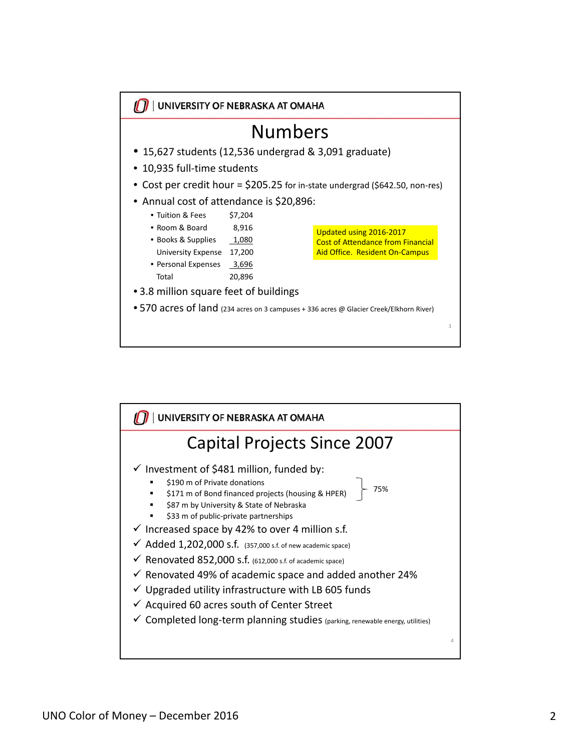UNIVERSITY OF NEBRASKA AT OMAHA

# Numbers

- 15,627 students (12,536 undergrad & 3,091 graduate)
- 10,935 full-time students
- Cost per credit hour = $205.25 for in-state undergrad ($642.50, non-res)
- Annual cost of attendance is $20,896:

| | |
|---|---|
| • Tuition & Fees | $7,204 |
| • Room & Board | 8,916 |
| • Books & Supplies | 1,080 |
| University Expense | 17,200 |
| • Personal Expenses | 3,696 |
| Total | 20,896 |

Updated using 2016-2017 Cost of Attendance from Financial Aid Office. Resident On-Campus

- 3.8 million square feet of buildings
- 570 acres of land (234 acres on 3 campuses + 336 acres @ Glacier Creek/Elkhorn River)

UNIVERSITY OF NEBRASKA AT OMAHA

# Capital Projects Since 2007

- ✓ Investment of $481 million, funded by:
  - $190 m of Private donations
  - $171 m of Bond financed projects (housing & HPER)
  - $87 m by University & State of Nebraska
  - $33 m of public-private partnerships

  (Private donations and Bond financed projects: 75%)
- ✓ Increased space by 42% to over 4 million s.f.
- ✓ Added 1,202,000 s.f. (357,000 s.f. of new academic space)
- ✓ Renovated 852,000 s.f. (612,000 s.f. of academic space)
- ✓ Renovated 49% of academic space and added another 24%
- ✓ Upgraded utility infrastructure with LB 605 funds
- ✓ Acquired 60 acres south of Center Street
- ✓ Completed long-term planning studies (parking, renewable energy, utilities)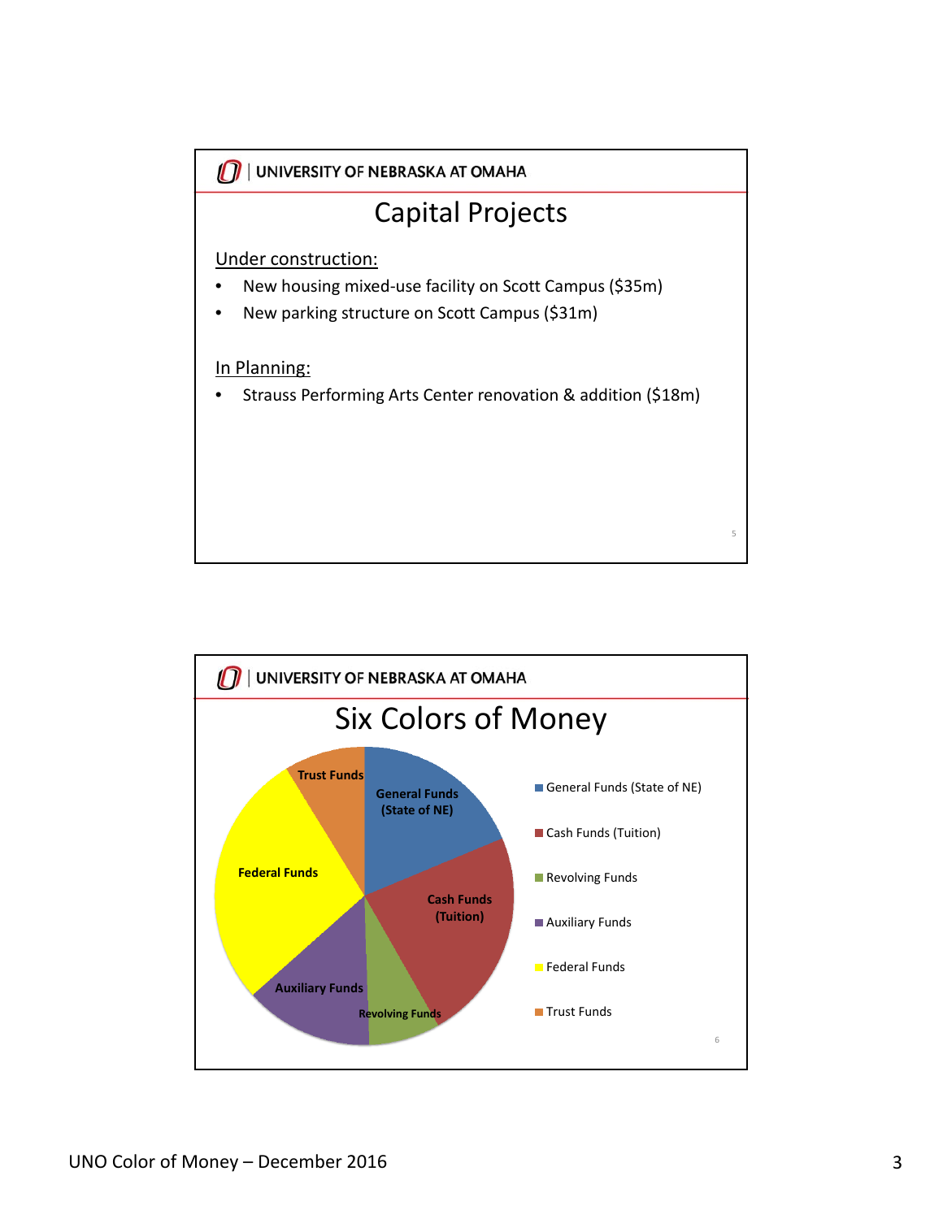## Capital Projects

Under construction:

- New housing mixed-use facility on Scott Campus ($35m)
- New parking structure on Scott Campus ($31m)

In Planning:

- Strauss Performing Arts Center renovation & addition ($18m)

## Six Colors of Money

- General Funds (State of NE)
- Cash Funds (Tuition)
- Revolving Funds
- Auxiliary Funds
- Federal Funds
- Trust Funds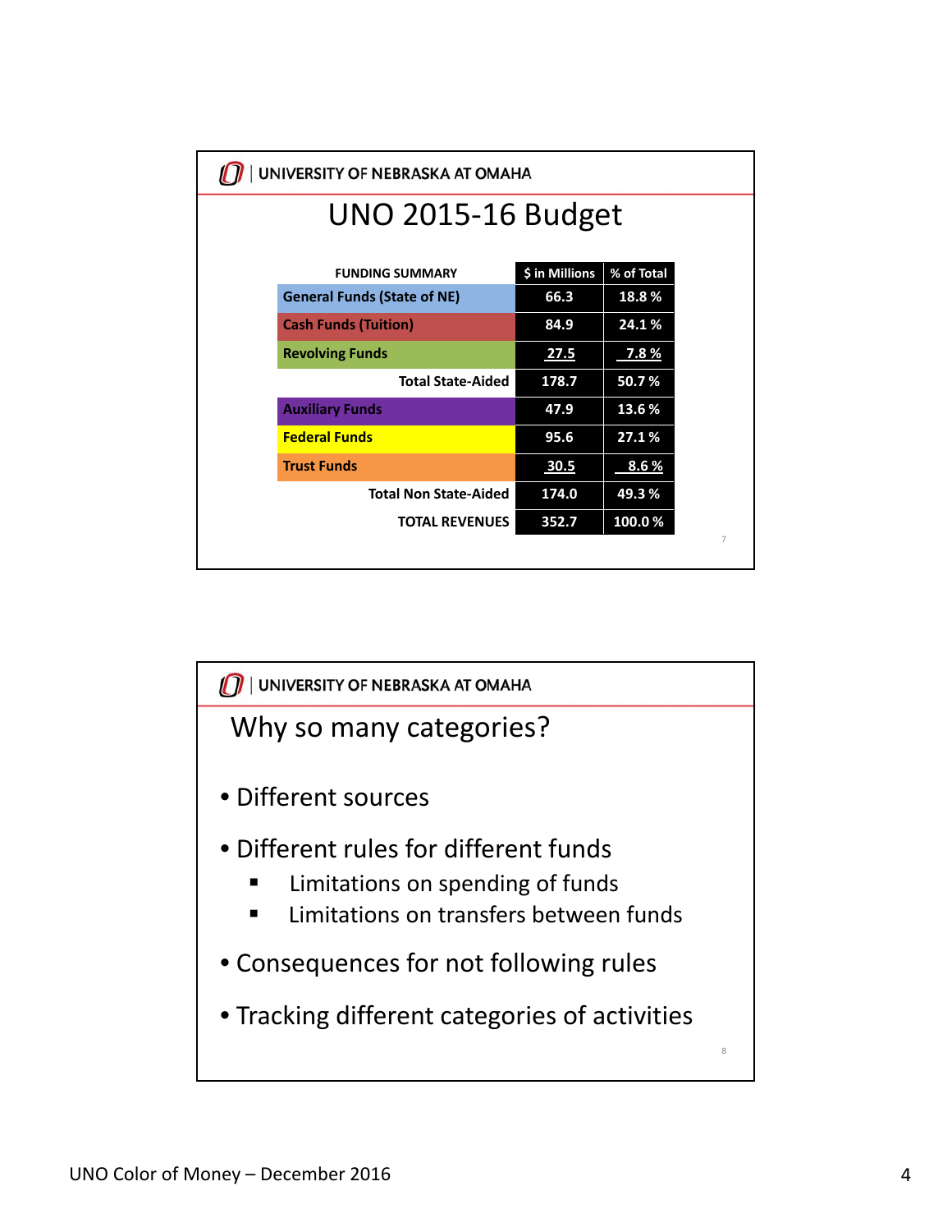UNIVERSITY OF NEBRASKA AT OMAHA

# UNO 2015-16 Budget

| FUNDING SUMMARY | $ in Millions | % of Total |
|---|---|---|
| General Funds (State of NE) | 66.3 | 18.8 % |
| Cash Funds (Tuition) | 84.9 | 24.1 % |
| Revolving Funds | 27.5 | 7.8 % |
| Total State-Aided | 178.7 | 50.7 % |
| Auxiliary Funds | 47.9 | 13.6 % |
| Federal Funds | 95.6 | 27.1 % |
| Trust Funds | 30.5 | 8.6 % |
| Total Non State-Aided | 174.0 | 49.3 % |
| TOTAL REVENUES | 352.7 | 100.0 % |

UNIVERSITY OF NEBRASKA AT OMAHA

# Why so many categories?

- Different sources
- Different rules for different funds
  - Limitations on spending of funds
  - Limitations on transfers between funds
- Consequences for not following rules
- Tracking different categories of activities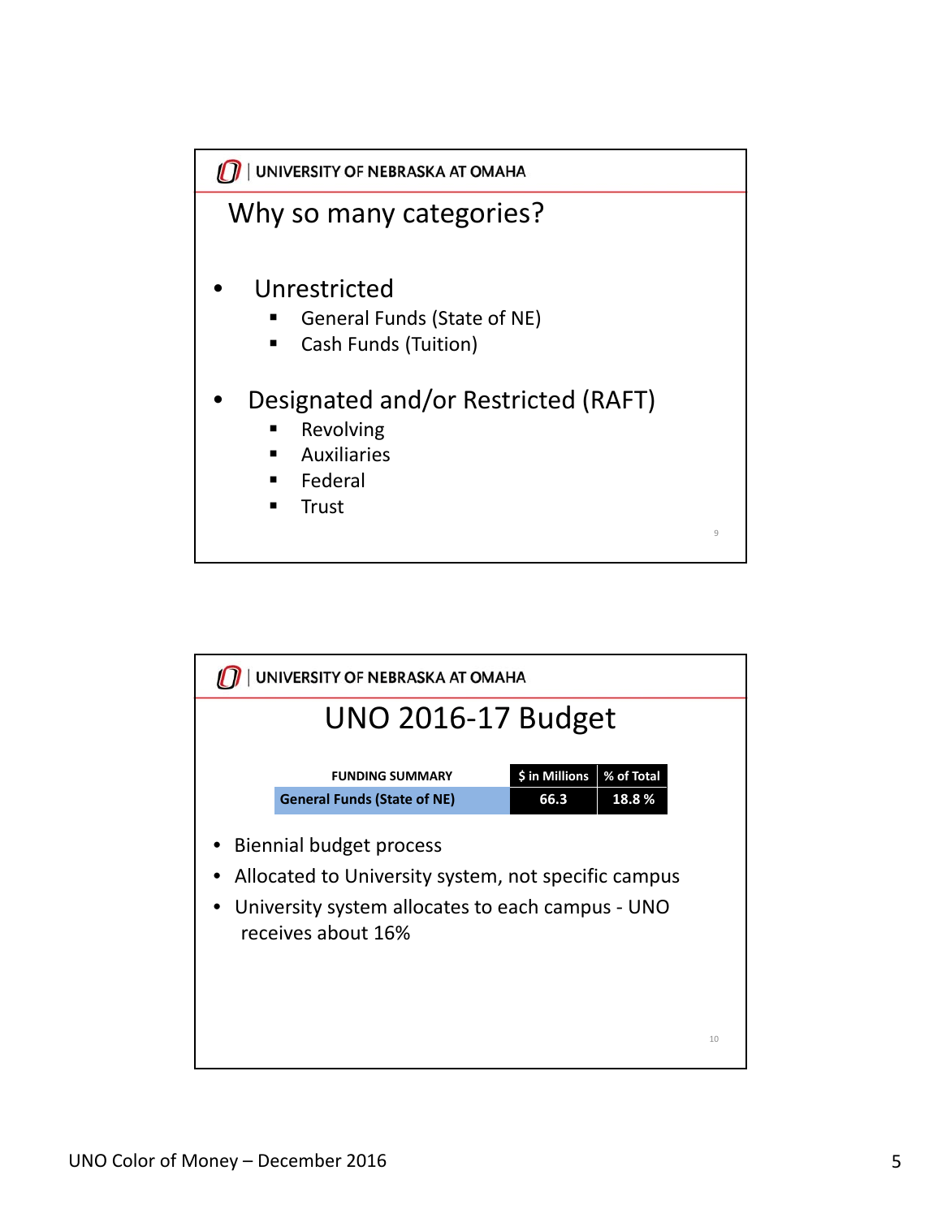UNIVERSITY OF NEBRASKA AT OMAHA

## Why so many categories?

- Unrestricted
  - General Funds (State of NE)
  - Cash Funds (Tuition)
- Designated and/or Restricted (RAFT)
  - Revolving
  - Auxiliaries
  - Federal
  - Trust

UNIVERSITY OF NEBRASKA AT OMAHA

## UNO 2016-17 Budget

| FUNDING SUMMARY | $ in Millions | % of Total |
|---|---|---|
| General Funds (State of NE) | 66.3 | 18.8 % |

- Biennial budget process
- Allocated to University system, not specific campus
- University system allocates to each campus - UNO receives about 16%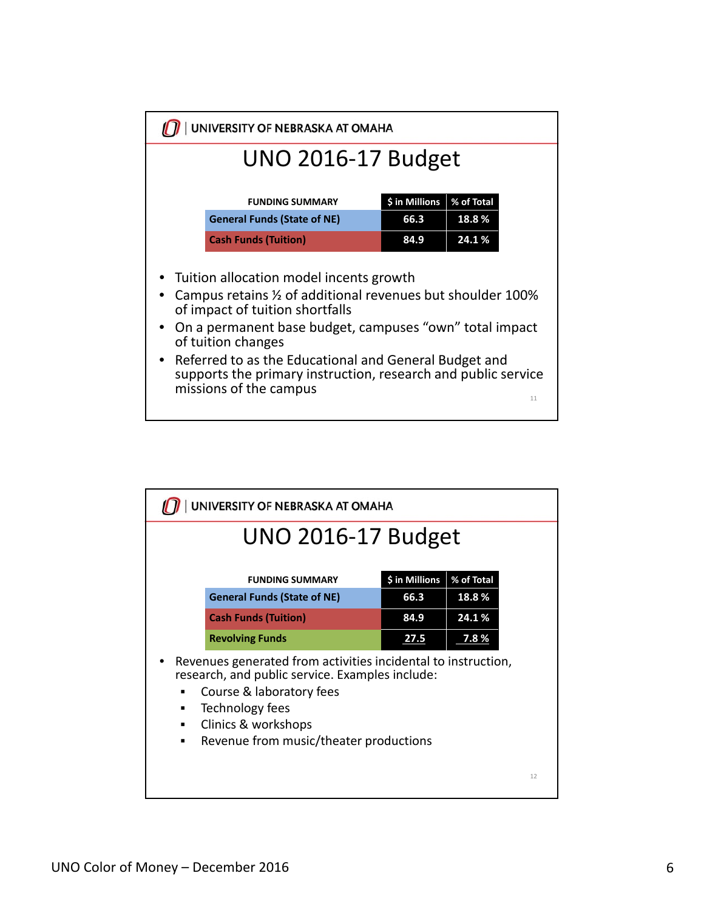UNIVERSITY OF NEBRASKA AT OMAHA

# UNO 2016-17 Budget

| FUNDING SUMMARY | $ in Millions | % of Total |
|---|---|---|
| General Funds (State of NE) | 66.3 | 18.8 % |
| Cash Funds (Tuition) | 84.9 | 24.1 % |

- Tuition allocation model incents growth
- Campus retains ½ of additional revenues but shoulder 100% of impact of tuition shortfalls
- On a permanent base budget, campuses "own" total impact of tuition changes
- Referred to as the Educational and General Budget and supports the primary instruction, research and public service missions of the campus

UNIVERSITY OF NEBRASKA AT OMAHA

# UNO 2016-17 Budget

| FUNDING SUMMARY | $ in Millions | % of Total |
|---|---|---|
| General Funds (State of NE) | 66.3 | 18.8 % |
| Cash Funds (Tuition) | 84.9 | 24.1 % |
| Revolving Funds | 27.5 | 7.8 % |

- Revenues generated from activities incidental to instruction, research, and public service. Examples include:
  - Course & laboratory fees
  - Technology fees
  - Clinics & workshops
  - Revenue from music/theater productions

UNO Color of Money – December 2016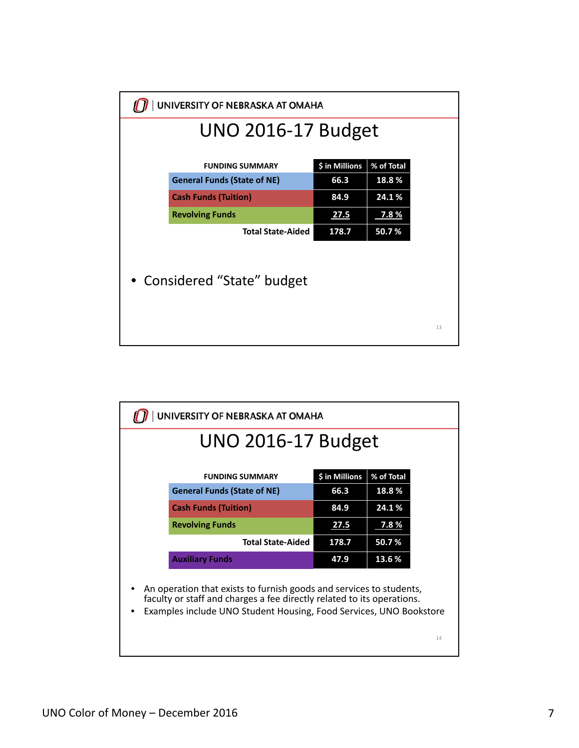UNIVERSITY OF NEBRASKA AT OMAHA

# UNO 2016-17 Budget

| FUNDING SUMMARY | $ in Millions | % of Total |
| --- | --- | --- |
| General Funds (State of NE) | 66.3 | 18.8 % |
| Cash Funds (Tuition) | 84.9 | 24.1 % |
| Revolving Funds | 27.5 | 7.8 % |
| Total State-Aided | 178.7 | 50.7 % |

- Considered "State" budget

UNIVERSITY OF NEBRASKA AT OMAHA

# UNO 2016-17 Budget

| FUNDING SUMMARY | $ in Millions | % of Total |
| --- | --- | --- |
| General Funds (State of NE) | 66.3 | 18.8 % |
| Cash Funds (Tuition) | 84.9 | 24.1 % |
| Revolving Funds | 27.5 | 7.8 % |
| Total State-Aided | 178.7 | 50.7 % |
| Auxiliary Funds | 47.9 | 13.6 % |

- An operation that exists to furnish goods and services to students, faculty or staff and charges a fee directly related to its operations.
- Examples include UNO Student Housing, Food Services, UNO Bookstore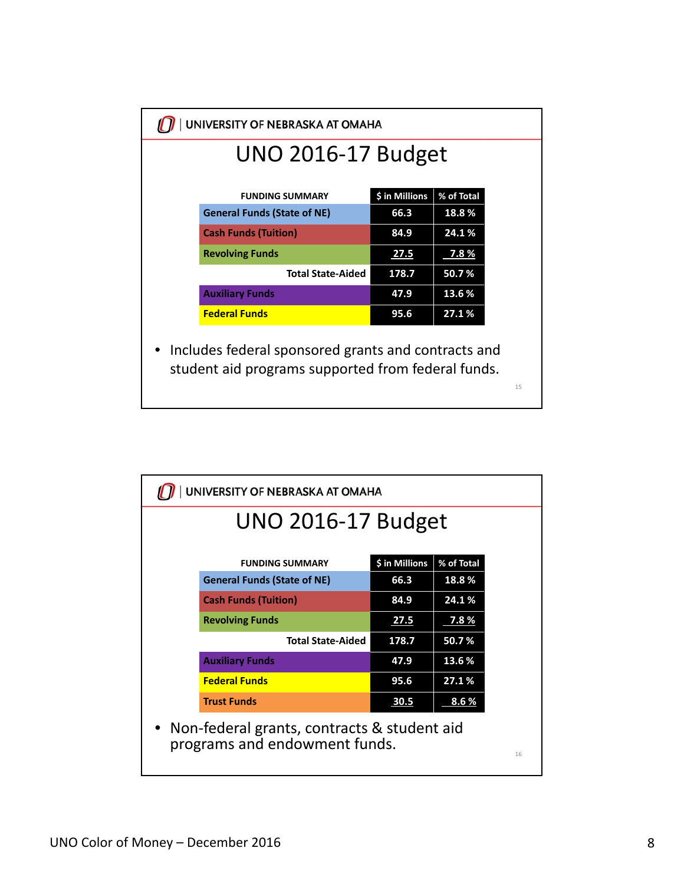UNIVERSITY OF NEBRASKA AT OMAHA

## UNO 2016-17 Budget

| FUNDING SUMMARY | $ in Millions | % of Total |
|---|---|---|
| General Funds (State of NE) | 66.3 | 18.8 % |
| Cash Funds (Tuition) | 84.9 | 24.1 % |
| Revolving Funds | 27.5 | 7.8 % |
| Total State-Aided | 178.7 | 50.7 % |
| Auxiliary Funds | 47.9 | 13.6 % |
| Federal Funds | 95.6 | 27.1 % |

- Includes federal sponsored grants and contracts and student aid programs supported from federal funds.

UNIVERSITY OF NEBRASKA AT OMAHA

## UNO 2016-17 Budget

| FUNDING SUMMARY | $ in Millions | % of Total |
|---|---|---|
| General Funds (State of NE) | 66.3 | 18.8 % |
| Cash Funds (Tuition) | 84.9 | 24.1 % |
| Revolving Funds | 27.5 | 7.8 % |
| Total State-Aided | 178.7 | 50.7 % |
| Auxiliary Funds | 47.9 | 13.6 % |
| Federal Funds | 95.6 | 27.1 % |
| Trust Funds | 30.5 | 8.6 % |

- Non-federal grants, contracts & student aid programs and endowment funds.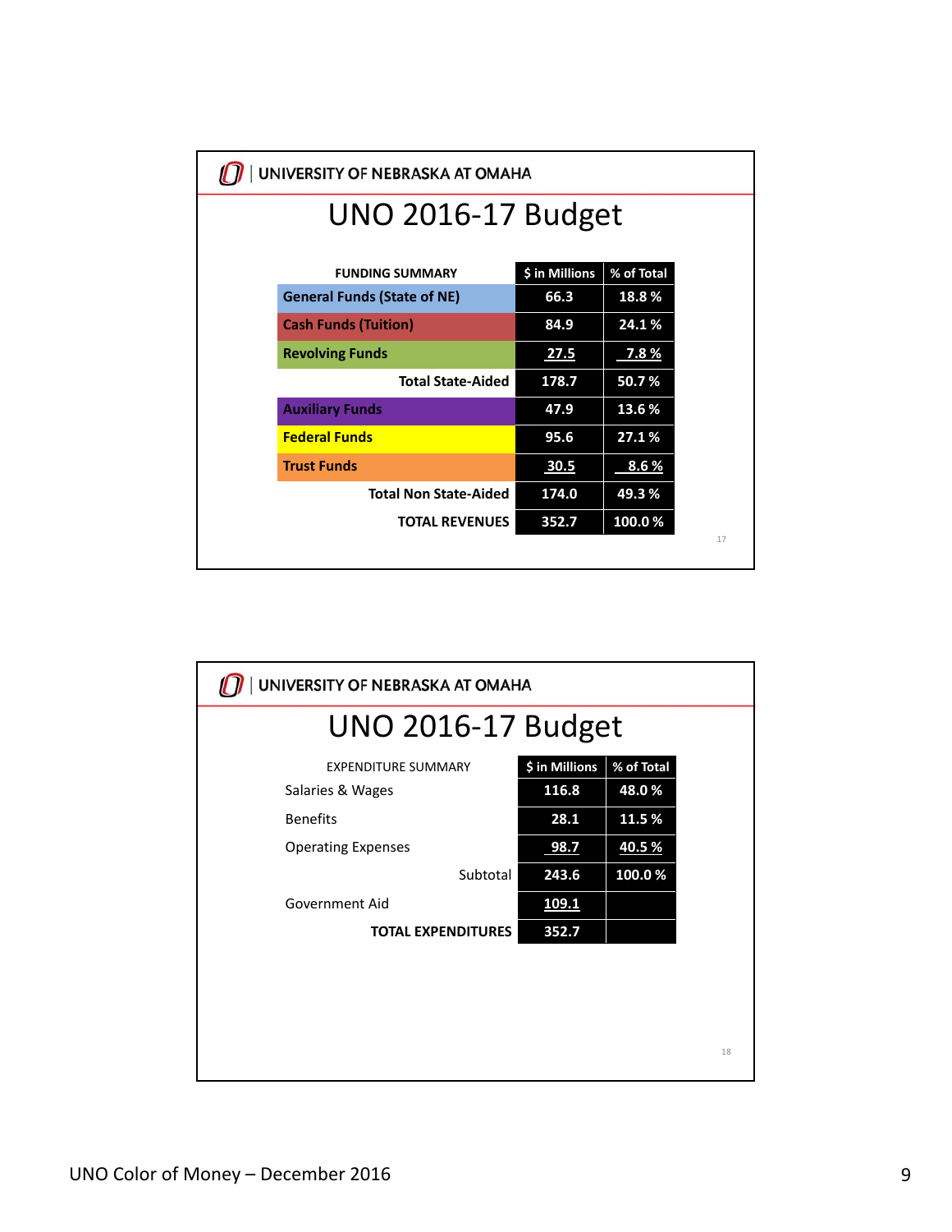UNIVERSITY OF NEBRASKA AT OMAHA

# UNO 2016-17 Budget

| FUNDING SUMMARY | $ in Millions | % of Total |
|---|---|---|
| General Funds (State of NE) | 66.3 | 18.8 % |
| Cash Funds (Tuition) | 84.9 | 24.1 % |
| Revolving Funds | 27.5 | 7.8 % |
| Total State-Aided | 178.7 | 50.7 % |
| Auxiliary Funds | 47.9 | 13.6 % |
| Federal Funds | 95.6 | 27.1 % |
| Trust Funds | 30.5 | 8.6 % |
| Total Non State-Aided | 174.0 | 49.3 % |
| TOTAL REVENUES | 352.7 | 100.0 % |

UNIVERSITY OF NEBRASKA AT OMAHA

# UNO 2016-17 Budget

| EXPENDITURE SUMMARY | $ in Millions | % of Total |
|---|---|---|
| Salaries & Wages | 116.8 | 48.0 % |
| Benefits | 28.1 | 11.5 % |
| Operating Expenses | 98.7 | 40.5 % |
| Subtotal | 243.6 | 100.0 % |
| Government Aid | 109.1 | |
| TOTAL EXPENDITURES | 352.7 | |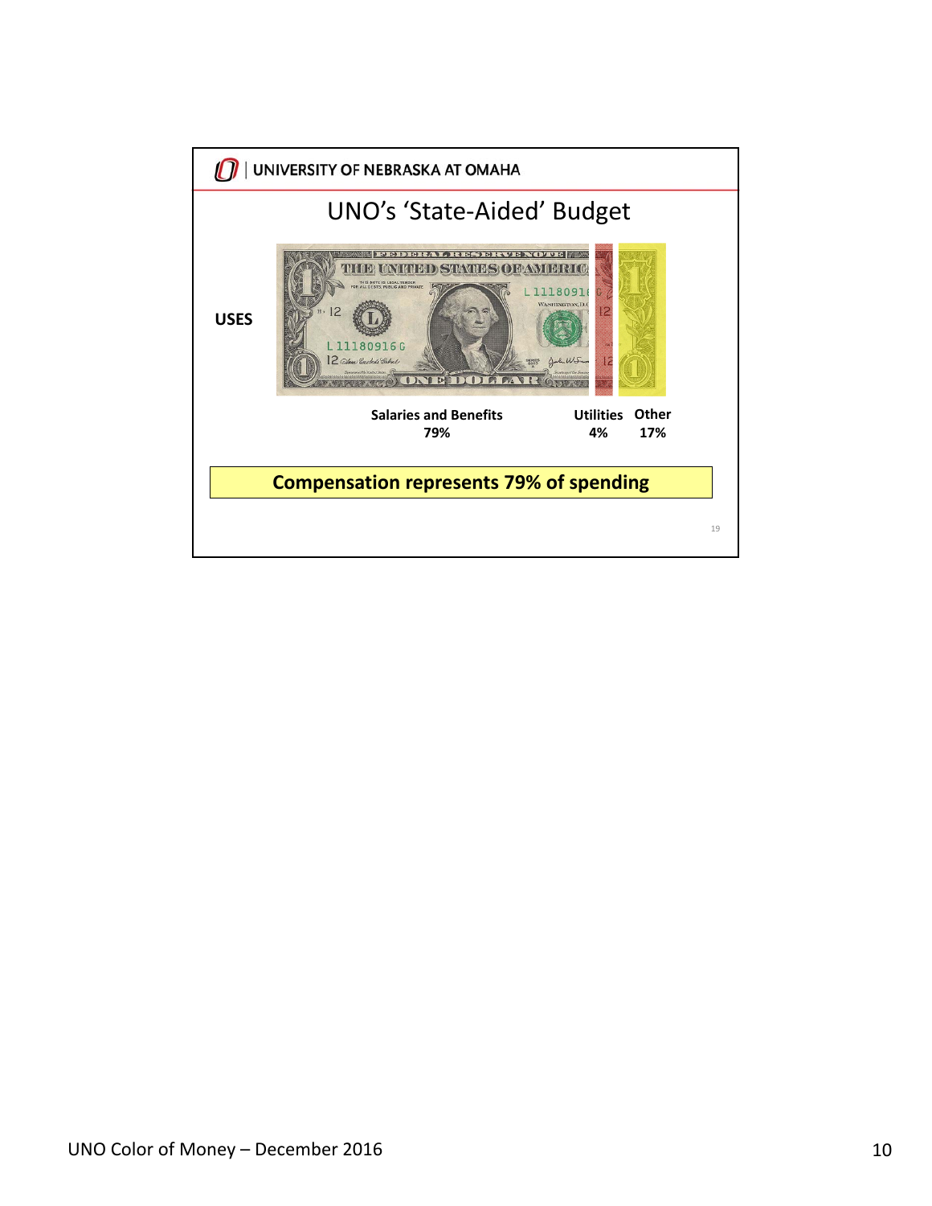UNIVERSITY OF NEBRASKA AT OMAHA

# UNO's 'State-Aided' Budget

USES

Salaries and Benefits
79%

Utilities
4%

Other
17%

**Compensation represents 79% of spending**